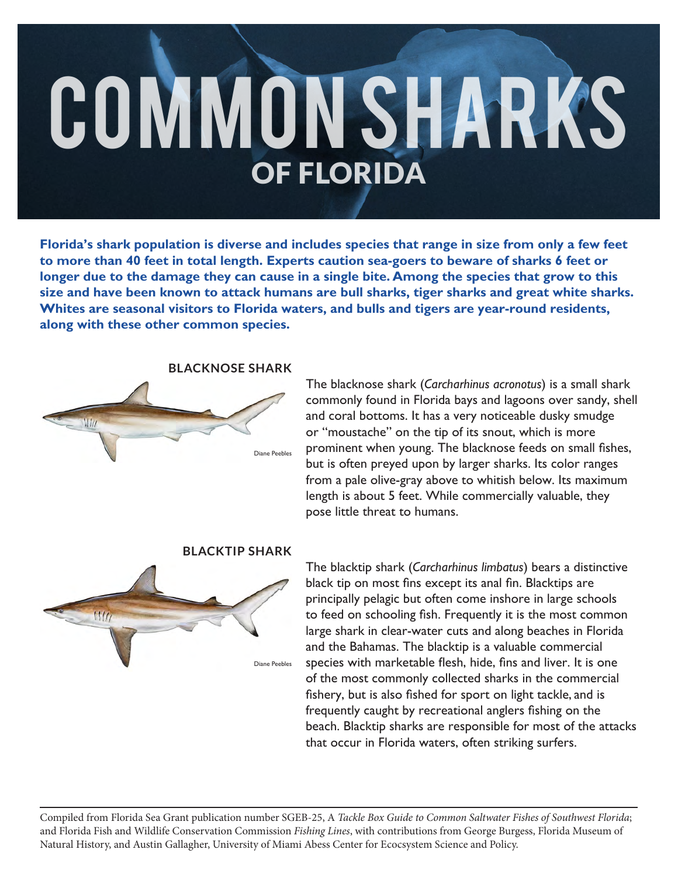# COMMON SHARKS
## OF FLORIDA

**Florida's shark population is diverse and includes species that range in size from only a few feet to more than 40 feet in total length. Experts caution sea-goers to beware of sharks 6 feet or longer due to the damage they can cause in a single bite. Among the species that grow to this size and have been known to attack humans are bull sharks, tiger sharks and great white sharks. Whites are seasonal visitors to Florida waters, and bulls and tigers are year-round residents, along with these other common species.**

### BLACKNOSE SHARK

Diane Peebles

The blacknose shark (*Carcharhinus acronotus*) is a small shark commonly found in Florida bays and lagoons over sandy, shell and coral bottoms. It has a very noticeable dusky smudge or "moustache" on the tip of its snout, which is more prominent when young. The blacknose feeds on small fishes, but is often preyed upon by larger sharks. Its color ranges from a pale olive-gray above to whitish below. Its maximum length is about 5 feet. While commercially valuable, they pose little threat to humans.

### BLACKTIP SHARK

Diane Peebles

The blacktip shark (*Carcharhinus limbatus*) bears a distinctive black tip on most fins except its anal fin. Blacktips are principally pelagic but often come inshore in large schools to feed on schooling fish. Frequently it is the most common large shark in clear-water cuts and along beaches in Florida and the Bahamas. The blacktip is a valuable commercial species with marketable flesh, hide, fins and liver. It is one of the most commonly collected sharks in the commercial fishery, but is also fished for sport on light tackle, and is frequently caught by recreational anglers fishing on the beach. Blacktip sharks are responsible for most of the attacks that occur in Florida waters, often striking surfers.

---

Compiled from Florida Sea Grant publication number SGEB-25, A *Tackle Box Guide to Common Saltwater Fishes of Southwest Florida*; and Florida Fish and Wildlife Conservation Commission *Fishing Lines*, with contributions from George Burgess, Florida Museum of Natural History, and Austin Gallagher, University of Miami Abess Center for Ecocsystem Science and Policy.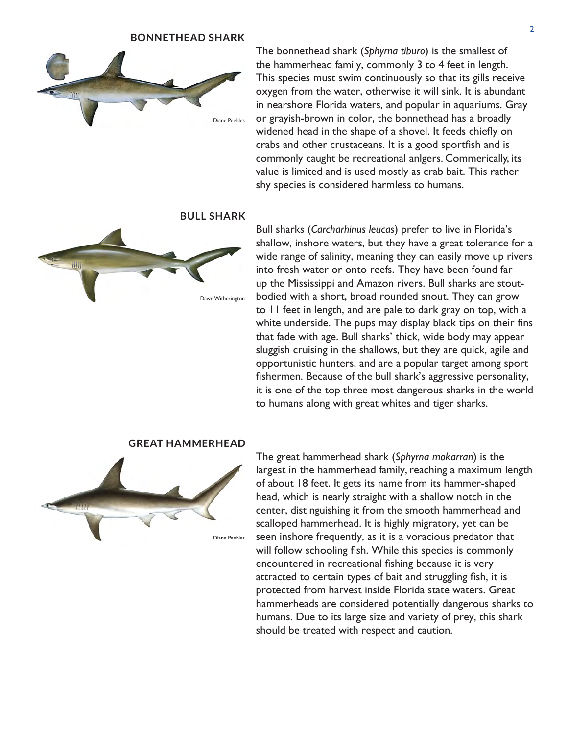## BONNETHEAD SHARK

Diane Peebles

The bonnethead shark (*Sphyrna tiburo*) is the smallest of the hammerhead family, commonly 3 to 4 feet in length. This species must swim continuously so that its gills receive oxygen from the water, otherwise it will sink. It is abundant in nearshore Florida waters, and popular in aquariums. Gray or grayish-brown in color, the bonnethead has a broadly widened head in the shape of a shovel. It feeds chiefly on crabs and other crustaceans. It is a good sportfish and is commonly caught be recreational anlgers. Commerically, its value is limited and is used mostly as crab bait. This rather shy species is considered harmless to humans.

## BULL SHARK

Dawn Witherington

Bull sharks (*Carcharhinus leucas*) prefer to live in Florida's shallow, inshore waters, but they have a great tolerance for a wide range of salinity, meaning they can easily move up rivers into fresh water or onto reefs. They have been found far up the Mississippi and Amazon rivers. Bull sharks are stout-bodied with a short, broad rounded snout. They can grow to 11 feet in length, and are pale to dark gray on top, with a white underside. The pups may display black tips on their fins that fade with age. Bull sharks' thick, wide body may appear sluggish cruising in the shallows, but they are quick, agile and opportunistic hunters, and are a popular target among sport fishermen. Because of the bull shark's aggressive personality, it is one of the top three most dangerous sharks in the world to humans along with great whites and tiger sharks.

## GREAT HAMMERHEAD

Diane Peebles

The great hammerhead shark (*Sphyrna mokarran*) is the largest in the hammerhead family, reaching a maximum length of about 18 feet. It gets its name from its hammer-shaped head, which is nearly straight with a shallow notch in the center, distinguishing it from the smooth hammerhead and scalloped hammerhead. It is highly migratory, yet can be seen inshore frequently, as it is a voracious predator that will follow schooling fish. While this species is commonly encountered in recreational fishing because it is very attracted to certain types of bait and struggling fish, it is protected from harvest inside Florida state waters. Great hammerheads are considered potentially dangerous sharks to humans. Due to its large size and variety of prey, this shark should be treated with respect and caution.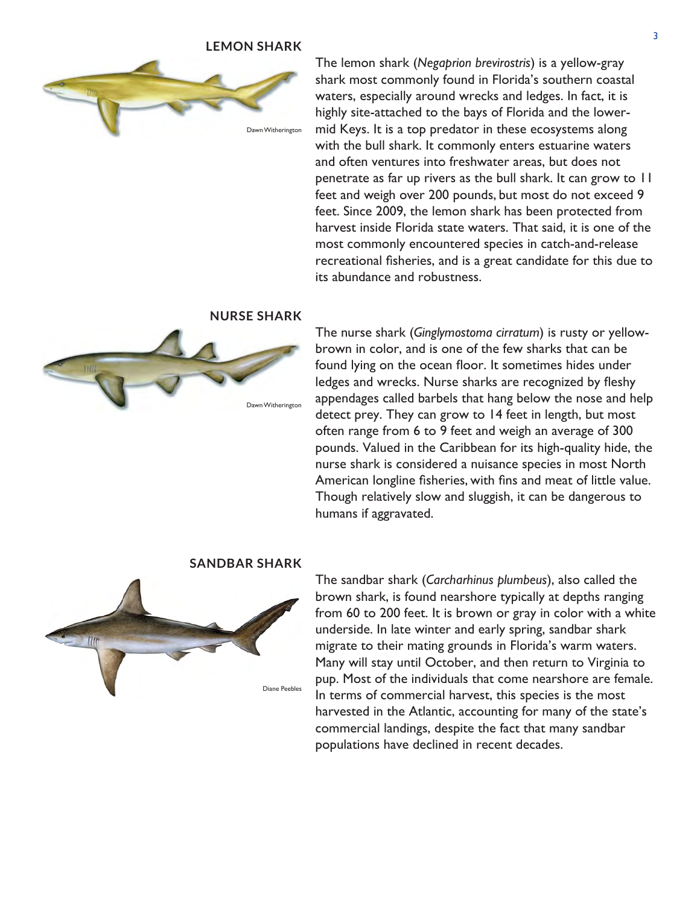## LEMON SHARK

Dawn Witherington

The lemon shark (*Negaprion brevirostris*) is a yellow-gray shark most commonly found in Florida's southern coastal waters, especially around wrecks and ledges. In fact, it is highly site-attached to the bays of Florida and the lower-mid Keys. It is a top predator in these ecosystems along with the bull shark. It commonly enters estuarine waters and often ventures into freshwater areas, but does not penetrate as far up rivers as the bull shark. It can grow to 11 feet and weigh over 200 pounds, but most do not exceed 9 feet. Since 2009, the lemon shark has been protected from harvest inside Florida state waters. That said, it is one of the most commonly encountered species in catch-and-release recreational fisheries, and is a great candidate for this due to its abundance and robustness.

## NURSE SHARK

Dawn Witherington

The nurse shark (*Ginglymostoma cirratum*) is rusty or yellow-brown in color, and is one of the few sharks that can be found lying on the ocean floor. It sometimes hides under ledges and wrecks. Nurse sharks are recognized by fleshy appendages called barbels that hang below the nose and help detect prey. They can grow to 14 feet in length, but most often range from 6 to 9 feet and weigh an average of 300 pounds. Valued in the Caribbean for its high-quality hide, the nurse shark is considered a nuisance species in most North American longline fisheries, with fins and meat of little value. Though relatively slow and sluggish, it can be dangerous to humans if aggravated.

## SANDBAR SHARK

Diane Peebles

The sandbar shark (*Carcharhinus plumbeus*), also called the brown shark, is found nearshore typically at depths ranging from 60 to 200 feet. It is brown or gray in color with a white underside. In late winter and early spring, sandbar shark migrate to their mating grounds in Florida's warm waters. Many will stay until October, and then return to Virginia to pup. Most of the individuals that come nearshore are female. In terms of commercial harvest, this species is the most harvested in the Atlantic, accounting for many of the state's commercial landings, despite the fact that many sandbar populations have declined in recent decades.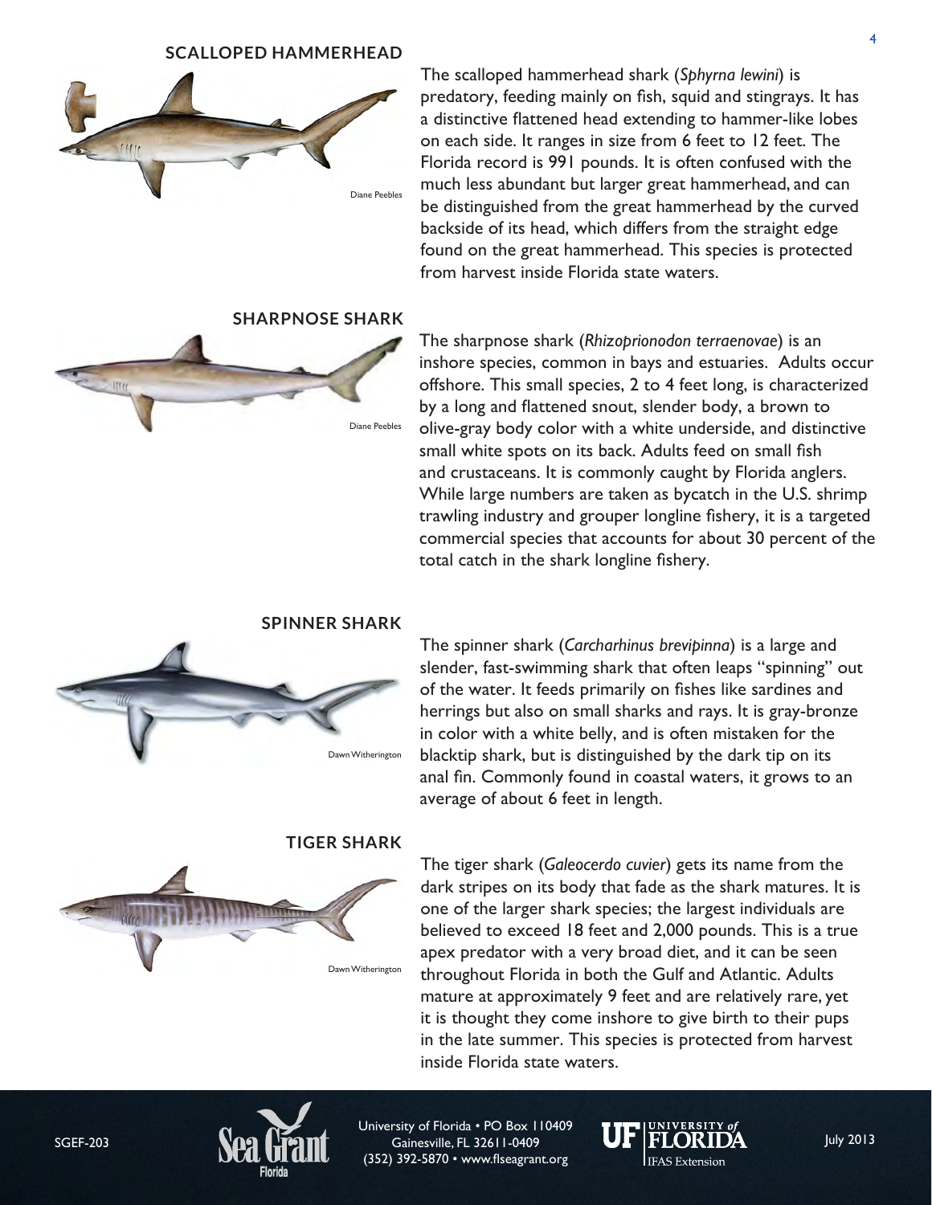## SCALLOPED HAMMERHEAD

Diane Peebles

The scalloped hammerhead shark (*Sphyrna lewini*) is predatory, feeding mainly on fish, squid and stingrays. It has a distinctive flattened head extending to hammer-like lobes on each side. It ranges in size from 6 feet to 12 feet. The Florida record is 991 pounds. It is often confused with the much less abundant but larger great hammerhead, and can be distinguished from the great hammerhead by the curved backside of its head, which differs from the straight edge found on the great hammerhead. This species is protected from harvest inside Florida state waters.

## SHARPNOSE SHARK

Diane Peebles

The sharpnose shark (*Rhizoprionodon terraenovae*) is an inshore species, common in bays and estuaries. Adults occur offshore. This small species, 2 to 4 feet long, is characterized by a long and flattened snout, slender body, a brown to olive-gray body color with a white underside, and distinctive small white spots on its back. Adults feed on small fish and crustaceans. It is commonly caught by Florida anglers. While large numbers are taken as bycatch in the U.S. shrimp trawling industry and grouper longline fishery, it is a targeted commercial species that accounts for about 30 percent of the total catch in the shark longline fishery.

## SPINNER SHARK

Dawn Witherington

The spinner shark (*Carcharhinus brevipinna*) is a large and slender, fast-swimming shark that often leaps "spinning" out of the water. It feeds primarily on fishes like sardines and herrings but also on small sharks and rays. It is gray-bronze in color with a white belly, and is often mistaken for the blacktip shark, but is distinguished by the dark tip on its anal fin. Commonly found in coastal waters, it grows to an average of about 6 feet in length.

## TIGER SHARK

Dawn Witherington

The tiger shark (*Galeocerdo cuvier*) gets its name from the dark stripes on its body that fade as the shark matures. It is one of the larger shark species; the largest individuals are believed to exceed 18 feet and 2,000 pounds. This is a true apex predator with a very broad diet, and it can be seen throughout Florida in both the Gulf and Atlantic. Adults mature at approximately 9 feet and are relatively rare, yet it is thought they come inshore to give birth to their pups in the late summer. This species is protected from harvest inside Florida state waters.

SGEF-203

University of Florida • PO Box 110409
Gainesville, FL 32611-0409
(352) 392-5870 • www.flseagrant.org

July 2013